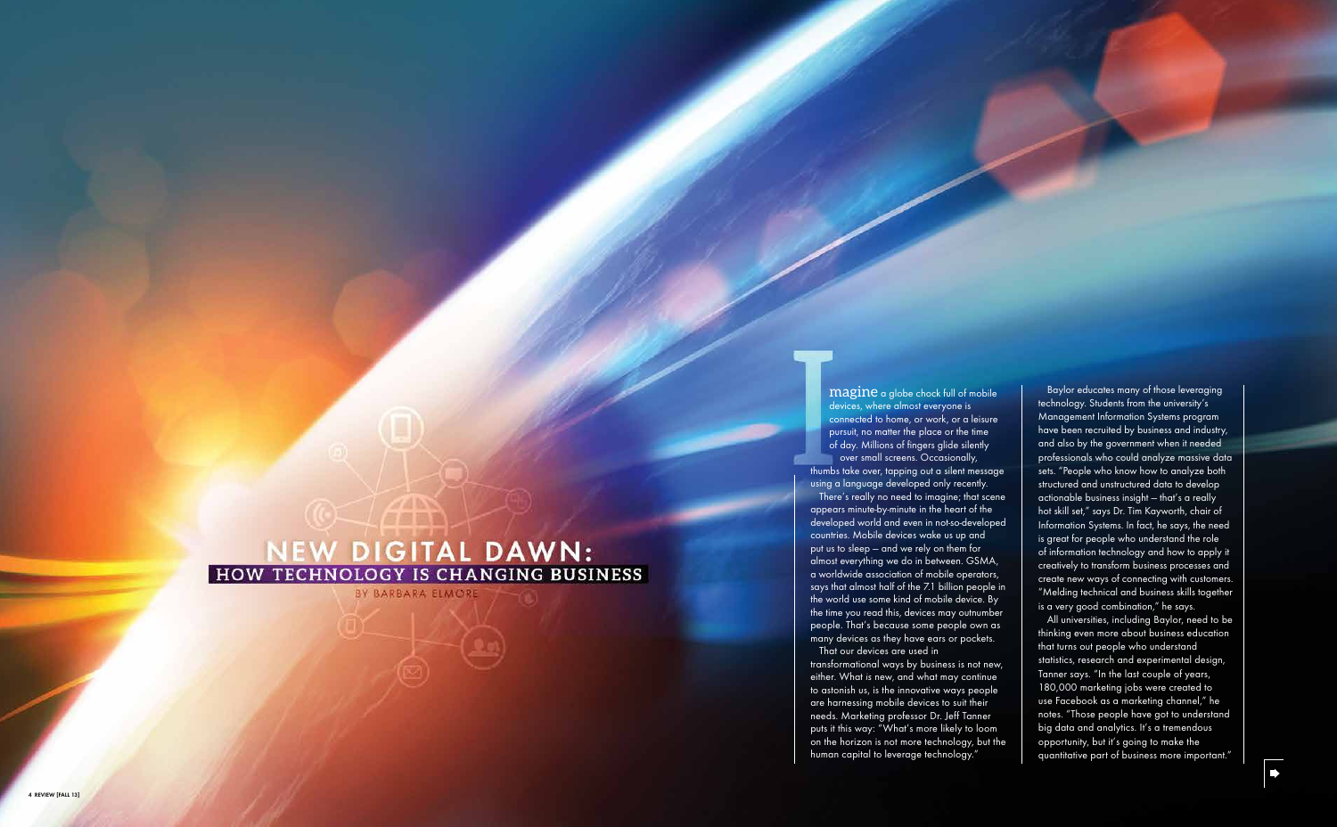# NEW DIGITAL DAWN:

## HOW TECHNOLOGY IS CHANGING BUSINESS

BY BARBARA ELMORE

Imagine a globe chock full of mobile devices, where almost everyone is connected to home, or work, or a leisure pursuit, no matter the place or the time of day. Millions of fingers glide silently over small screens. Occasionally, thumbs take over, tapping out a silent message using a language developed only recently.

There's really no need to imagine; that scene appears minute-by-minute in the heart of the developed world and even in not-so-developed countries. Mobile devices wake us up and put us to sleep — and we rely on them for almost everything we do in between. GSMA, a worldwide association of mobile operators, says that almost half of the 7.1 billion people in the world use some kind of mobile device. By the time you read this, devices may outnumber people. That's because some people own as many devices as they have ears or pockets.

That our devices are used in transformational ways by business is not new, either. What is new, and what may continue to astonish us, is the innovative ways people are harnessing mobile devices to suit their needs. Marketing professor Dr. Jeff Tanner puts it this way: "What's more likely to loom on the horizon is not more technology, but the human capital to leverage technology."

Baylor educates many of those leveraging technology. Students from the university's Management Information Systems program have been recruited by business and industry, and also by the government when it needed professionals who could analyze massive data sets. "People who know how to analyze both structured and unstructured data to develop actionable business insight — that's a really hot skill set," says Dr. Tim Kayworth, chair of Information Systems. In fact, he says, the need is great for people who understand the role of information technology and how to apply it creatively to transform business processes and create new ways of connecting with customers. "Melding technical and business skills together is a very good combination," he says.

All universities, including Baylor, need to be thinking even more about business education that turns out people who understand statistics, research and experimental design, Tanner says. "In the last couple of years, 180,000 marketing jobs were created to use Facebook as a marketing channel," he notes. "Those people have got to understand big data and analytics. It's a tremendous opportunity, but it's going to make the quantitative part of business more important."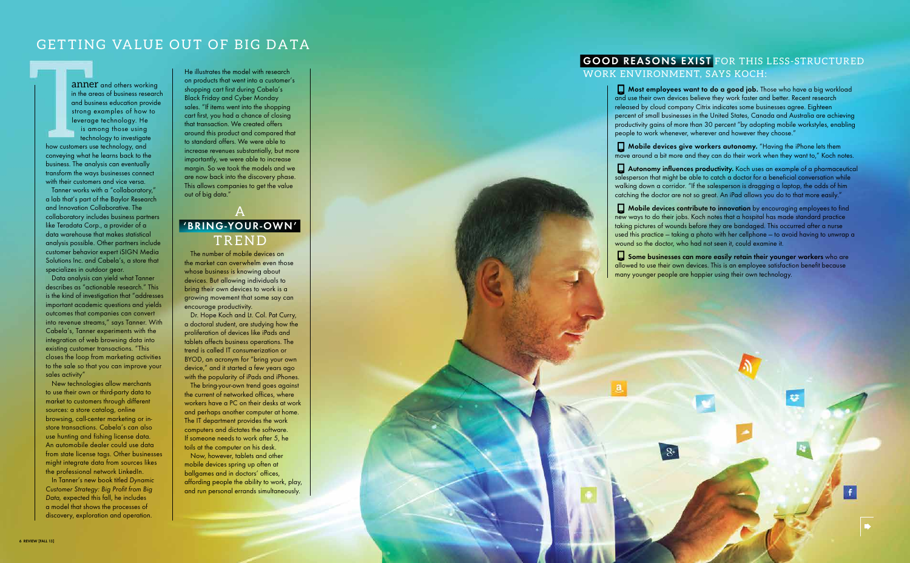## GETTING VALUE OUT OF BIG DATA

Tanner and others working in the areas of business research and business education provide strong examples of how to leverage technology. He is among those using technology to investigate how customers use technology, and conveying what he learns back to the business. The analysis can eventually transform the ways businesses connect with their customers and vice versa.

Tanner works with a "collaboratory," a lab that's part of the Baylor Research and Innovation Collaborative. The collaboratory includes business partners like Teradata Corp., a provider of a data warehouse that makes statistical analysis possible. Other partners include customer behavior expert iSIGN Media Solutions Inc. and Cabela's, a store that specializes in outdoor gear.

Data analysis can yield what Tanner describes as "actionable research." This is the kind of investigation that "addresses important academic questions and yields outcomes that companies can convert into revenue streams," says Tanner. With Cabela's, Tanner experiments with the integration of web browsing data into existing customer transactions. "This closes the loop from marketing activities to the sale so that you can improve your sales activity."

New technologies allow merchants to use their own or third-party data to market to customers through different sources: a store catalog, online browsing, call-center marketing or in-store transactions. Cabela's can also use hunting and fishing license data. An automobile dealer could use data from state license tags. Other businesses might integrate data from sources likes the professional network LinkedIn.

In Tanner's new book titled *Dynamic Customer Strategy: Big Profit from Big Data*, expected this fall, he includes a model that shows the processes of discovery, exploration and operation.

He illustrates the model with research on products that went into a customer's shopping cart first during Cabela's Black Friday and Cyber Monday sales. "If items went into the shopping cart first, you had a chance of closing that transaction. We created offers around this product and compared that to standard offers. We were able to increase revenues substantially, but more importantly, we were able to increase margin. So we took the models and we are now back into the discovery phase. This allows companies to get the value out of big data."

## A 'BRING-YOUR-OWN' TREND

The number of mobile devices on the market can overwhelm even those whose business is knowing about devices. But allowing individuals to bring their own devices to work is a growing movement that some say can encourage productivity.

Dr. Hope Koch and Lt. Col. Pat Curry, a doctoral student, are studying how the proliferation of devices like iPads and tablets affects business operations. The trend is called IT consumerization or BYOD, an acronym for "bring your own device," and it started a few years ago with the popularity of iPads and iPhones.

The bring-your-own trend goes against the current of networked offices, where workers have a PC on their desks at work and perhaps another computer at home. The IT department provides the work computers and dictates the software. If someone needs to work after 5, he toils at the computer on his desk.

Now, however, tablets and other mobile devices spring up often at ballgames and in doctors' offices, affording people the ability to work, play, and run personal errands simultaneously.

## GOOD REASONS EXIST FOR THIS LESS-STRUCTURED WORK ENVIRONMENT, SAYS KOCH:

- **Most employees want to do a good job.** Those who have a big workload and use their own devices believe they work faster and better. Recent research released by cloud company Citrix indicates some businesses agree. Eighteen percent of small businesses in the United States, Canada and Australia are achieving productivity gains of more than 30 percent "by adopting mobile workstyles, enabling people to work whenever, wherever and however they choose."

- **Mobile devices give workers autonomy.** "Having the iPhone lets them move around a bit more and they can do their work when they want to," Koch notes.

- **Autonomy influences productivity.** Koch uses an example of a pharmaceutical salesperson that might be able to catch a doctor for a beneficial conversation while walking down a corridor. "If the salesperson is dragging a laptop, the odds of him catching the doctor are not so great. An iPad allows you do to that more easily."

- **Mobile devices contribute to innovation** by encouraging employees to find new ways to do their jobs. Koch notes that a hospital has made standard practice taking pictures of wounds before they are bandaged. This occurred after a nurse used this practice – taking a photo with her cellphone – to avoid having to unwrap a wound so the doctor, who had not seen it, could examine it.

- **Some businesses can more easily retain their younger workers** who are allowed to use their own devices. This is an employee satisfaction benefit because many younger people are happier using their own technology.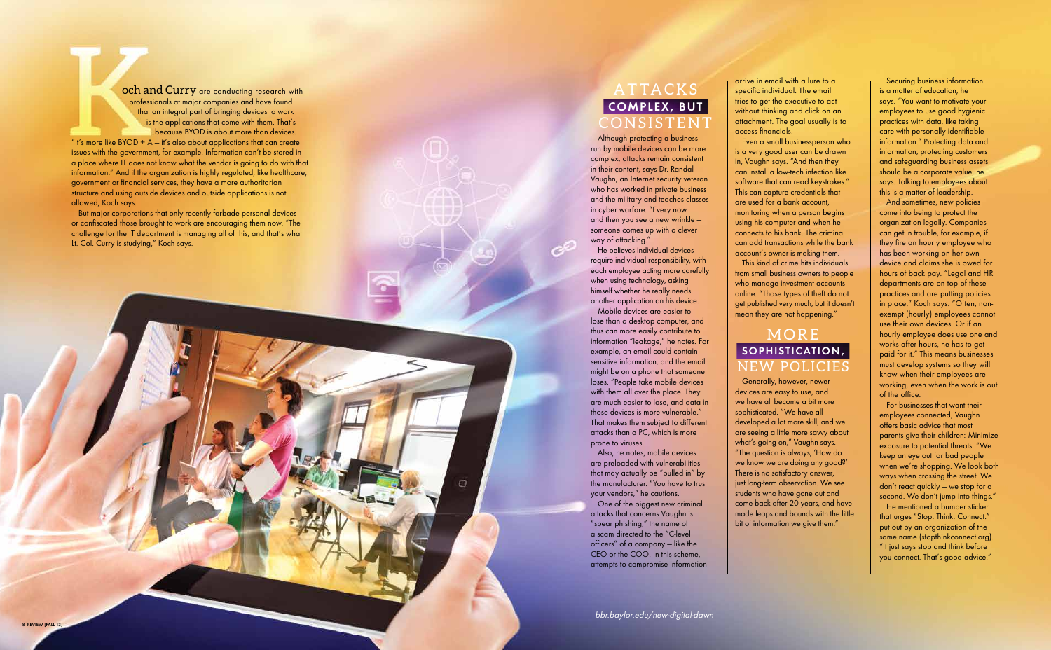**K**och and Curry are conducting research with professionals at major companies and have found that an integral part of bringing devices to work is the applications that come with them. That's because BYOD is about more than devices.

"It's more like BYOD + A – it's also about applications that can create issues with the government, for example. Information can't be stored in a place where IT does not know what the vendor is going to do with that information." And if the organization is highly regulated, like healthcare, government or financial services, they have a more authoritarian structure and using outside devices and outside applications is not allowed, Koch says.

But major corporations that only recently forbade personal devices or confiscated those brought to work are encouraging them now. "The challenge for the IT department is managing all of this, and that's what Lt. Col. Curry is studying," Koch says.

## ATTACKS COMPLEX, BUT CONSISTENT

Although protecting a business run by mobile devices can be more complex, attacks remain consistent in their content, says Dr. Randal Vaughn, an Internet security veteran who has worked in private business and the military and teaches classes in cyber warfare. "Every now and then you see a new wrinkle – someone comes up with a clever way of attacking."

He believes individual devices require individual responsibility, with each employee acting more carefully when using technology, asking himself whether he really needs another application on his device.

Mobile devices are easier to lose than a desktop computer, and thus can more easily contribute to information "leakage," he notes. For example, an email could contain sensitive information, and the email might be on a phone that someone loses. "People take mobile devices with them all over the place. They are much easier to lose, and data in those devices is more vulnerable." That makes them subject to different attacks than a PC, which is more prone to viruses.

Also, he notes, mobile devices are preloaded with vulnerabilities that may actually be "pulled in" by the manufacturer. "You have to trust your vendors," he cautions.

One of the biggest new criminal attacks that concerns Vaughn is "spear phishing," the name of a scam directed to the "C-level officers" of a company – like the CEO or the COO. In this scheme, attempts to compromise information arrive in email with a lure to a specific individual. The email tries to get the executive to act without thinking and click on an attachment. The goal usually is to access financials.

Even a small businessperson who is a very good user can be drawn in, Vaughn says. "And then they can install a low-tech infection like software that can read keystrokes." This can capture credentials that are used for a bank account, monitoring when a person begins using his computer and when he connects to his bank. The criminal can add transactions while the bank account's owner is making them.

This kind of crime hits individuals from small business owners to people who manage investment accounts online. "Those types of theft do not get published very much, but it doesn't mean they are not happening."

## MORE SOPHISTICATION, NEW POLICIES

Generally, however, newer devices are easy to use, and we have all become a bit more sophisticated. "We have all developed a lot more skill, and we are seeing a little more savvy about what's going on," Vaughn says. "The question is always, 'How do we know we are doing any good?' There is no satisfactory answer, just long-term observation. We see students who have gone out and come back after 20 years, and have made leaps and bounds with the little bit of information we give them."

Securing business information is a matter of education, he says. "You want to motivate your employees to use good hygienic practices with data, like taking care with personally identifiable information." Protecting data and information, protecting customers and safeguarding business assets should be a corporate value, he says. Talking to employees about this is a matter of leadership.

And sometimes, new policies come into being to protect the organization legally. Companies can get in trouble, for example, if they fire an hourly employee who has been working on her own device and claims she is owed for hours of back pay. "Legal and HR departments are on top of these practices and are putting policies in place," Koch says. "Often, non-exempt (hourly) employees cannot use their own devices. Or if an hourly employee does use one and works after hours, he has to get paid for it." This means businesses must develop systems so they will know when their employees are working, even when the work is out of the office.

For businesses that want their employees connected, Vaughn offers basic advice that most parents give their children: Minimize exposure to potential threats. "We keep an eye out for bad people when we're shopping. We look both ways when crossing the street. We don't react quickly – we stop for a second. We don't jump into things."

He mentioned a bumper sticker that urges "Stop. Think. Connect." put out by an organization of the same name (stopthinkconnect.org). "It just says stop and think before you connect. That's good advice."

*bbr.baylor.edu/new-digital-dawn*